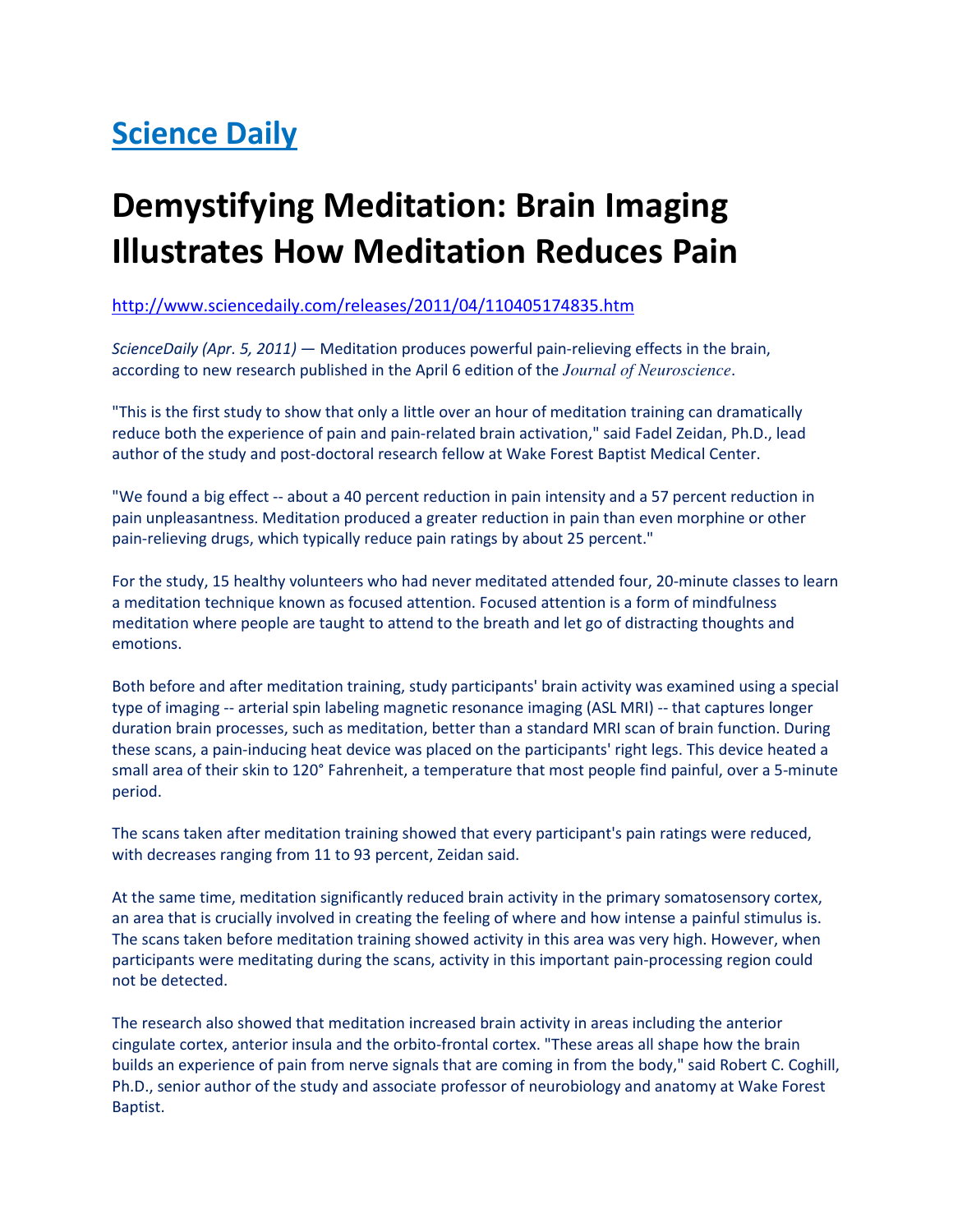# Science Daily

# Demystifying Meditation: Brain Imaging Illustrates How Meditation Reduces Pain

http://www.sciencedaily.com/releases/2011/04/110405174835.htm

*ScienceDaily (Apr. 5, 2011)* — Meditation produces powerful pain-relieving effects in the brain, according to new research published in the April 6 edition of the *Journal of Neuroscience*.

"This is the first study to show that only a little over an hour of meditation training can dramatically reduce both the experience of pain and pain-related brain activation," said Fadel Zeidan, Ph.D., lead author of the study and post-doctoral research fellow at Wake Forest Baptist Medical Center.

"We found a big effect -- about a 40 percent reduction in pain intensity and a 57 percent reduction in pain unpleasantness. Meditation produced a greater reduction in pain than even morphine or other pain-relieving drugs, which typically reduce pain ratings by about 25 percent."

For the study, 15 healthy volunteers who had never meditated attended four, 20-minute classes to learn a meditation technique known as focused attention. Focused attention is a form of mindfulness meditation where people are taught to attend to the breath and let go of distracting thoughts and emotions.

Both before and after meditation training, study participants' brain activity was examined using a special type of imaging -- arterial spin labeling magnetic resonance imaging (ASL MRI) -- that captures longer duration brain processes, such as meditation, better than a standard MRI scan of brain function. During these scans, a pain-inducing heat device was placed on the participants' right legs. This device heated a small area of their skin to 120° Fahrenheit, a temperature that most people find painful, over a 5-minute period.

The scans taken after meditation training showed that every participant's pain ratings were reduced, with decreases ranging from 11 to 93 percent, Zeidan said.

At the same time, meditation significantly reduced brain activity in the primary somatosensory cortex, an area that is crucially involved in creating the feeling of where and how intense a painful stimulus is. The scans taken before meditation training showed activity in this area was very high. However, when participants were meditating during the scans, activity in this important pain-processing region could not be detected.

The research also showed that meditation increased brain activity in areas including the anterior cingulate cortex, anterior insula and the orbito-frontal cortex. "These areas all shape how the brain builds an experience of pain from nerve signals that are coming in from the body," said Robert C. Coghill, Ph.D., senior author of the study and associate professor of neurobiology and anatomy at Wake Forest Baptist.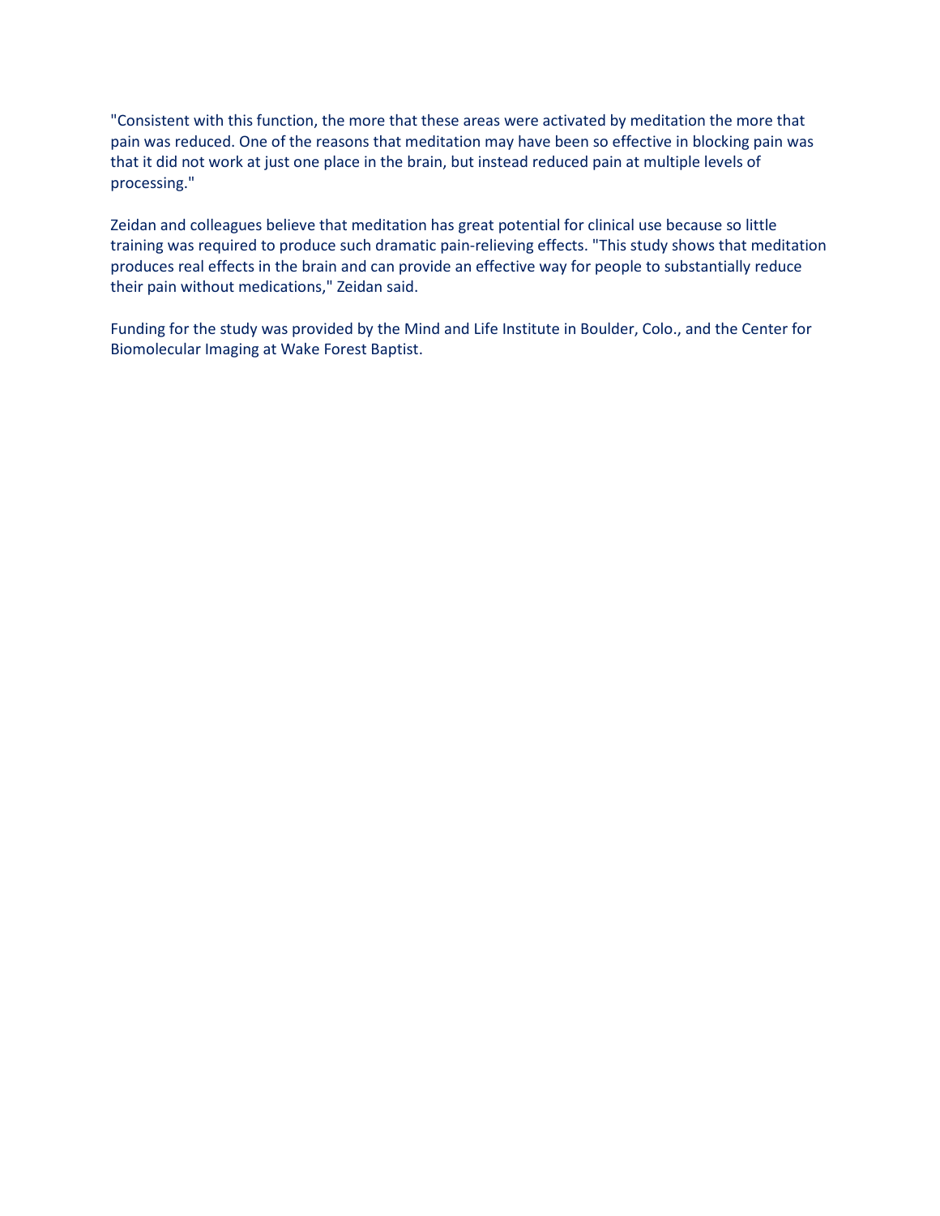"Consistent with this function, the more that these areas were activated by meditation the more that pain was reduced. One of the reasons that meditation may have been so effective in blocking pain was that it did not work at just one place in the brain, but instead reduced pain at multiple levels of processing."

Zeidan and colleagues believe that meditation has great potential for clinical use because so little training was required to produce such dramatic pain-relieving effects. "This study shows that meditation produces real effects in the brain and can provide an effective way for people to substantially reduce their pain without medications," Zeidan said.

Funding for the study was provided by the Mind and Life Institute in Boulder, Colo., and the Center for Biomolecular Imaging at Wake Forest Baptist.